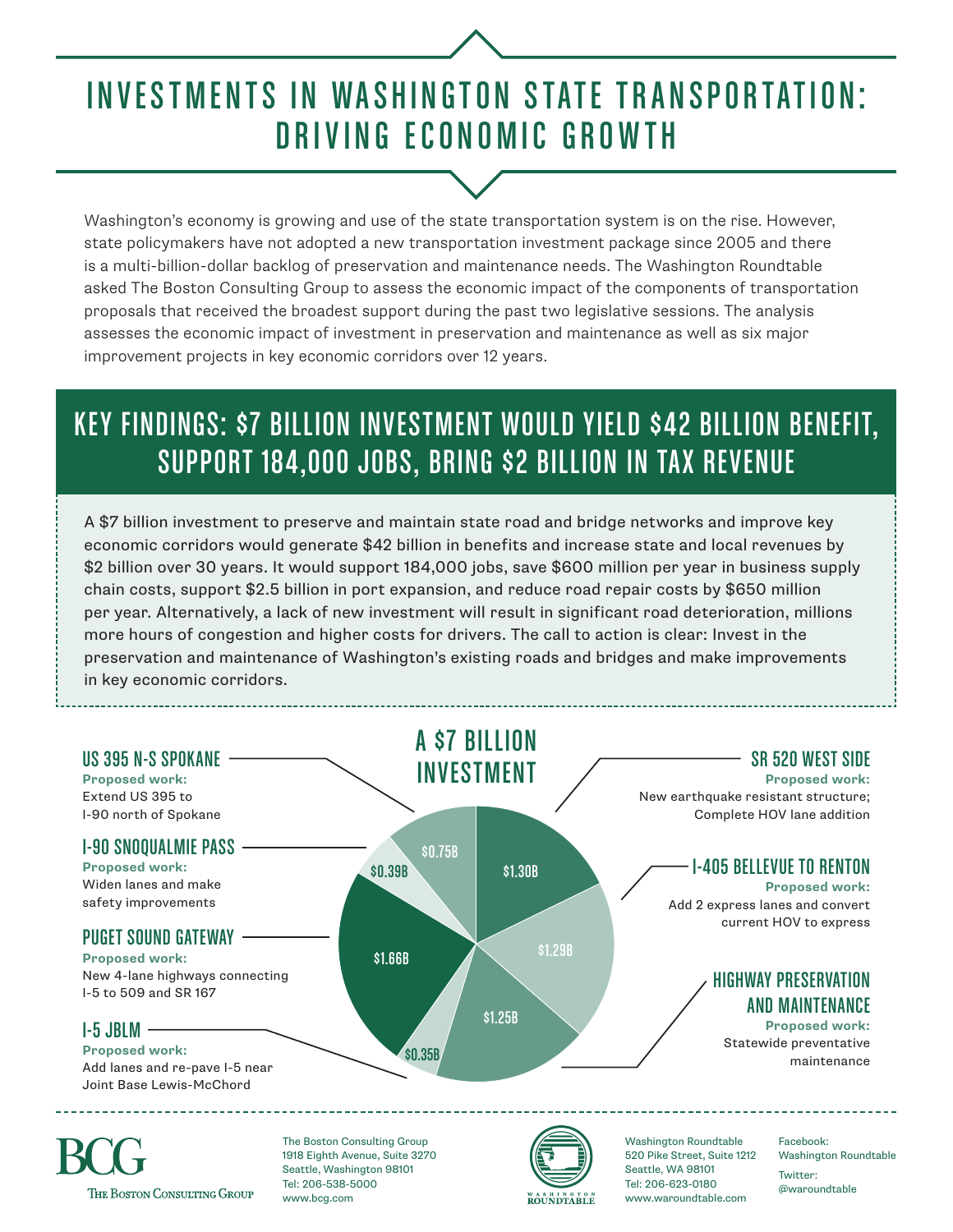# INVESTMENTS IN WASHINGTON STATE TRANSPORTATION: DRIVING ECONOMIC GROWTH

Washington's economy is growing and use of the state transportation system is on the rise. However, state policymakers have not adopted a new transportation investment package since 2005 and there is a multi-billion-dollar backlog of preservation and maintenance needs. The Washington Roundtable asked The Boston Consulting Group to assess the economic impact of the components of transportation proposals that received the broadest support during the past two legislative sessions. The analysis assesses the economic impact of investment in preservation and maintenance as well as six major improvement projects in key economic corridors over 12 years.

## KEY FINDINGS: $7 BILLION INVESTMENT WOULD YIELD $42 BILLION BENEFIT, SUPPORT 184,000 JOBS, BRING $2 BILLION IN TAX REVENUE

A $7 billion investment to preserve and maintain state road and bridge networks and improve key economic corridors would generate $42 billion in benefits and increase state and local revenues by $2 billion over 30 years. It would support 184,000 jobs, save $600 million per year in business supply chain costs, support $2.5 billion in port expansion, and reduce road repair costs by $650 million per year. Alternatively, a lack of new investment will result in significant road deterioration, millions more hours of congestion and higher costs for drivers. The call to action is clear: Invest in the preservation and maintenance of Washington's existing roads and bridges and make improvements in key economic corridors.

## A $7 BILLION INVESTMENT

### US 395 N-S SPOKANE — $0.75B
**Proposed work:**
Extend US 395 to I-90 north of Spokane

### I-90 SNOQUALMIE PASS — $0.39B
**Proposed work:**
Widen lanes and make safety improvements

### PUGET SOUND GATEWAY — $1.66B
**Proposed work:**
New 4-lane highways connecting I-5 to 509 and SR 167

### I-5 JBLM — $0.35B
**Proposed work:**
Add lanes and re-pave I-5 near Joint Base Lewis-McChord

### SR 520 WEST SIDE — $1.30B
**Proposed work:**
New earthquake resistant structure; Complete HOV lane addition

### I-405 BELLEVUE TO RENTON — $1.29B
**Proposed work:**
Add 2 express lanes and convert current HOV to express

### HIGHWAY PRESERVATION AND MAINTENANCE — $1.25B
**Proposed work:**
Statewide preventative maintenance

---

The Boston Consulting Group
1918 Eighth Avenue, Suite 3270
Seattle, Washington 98101
Tel: 206-538-5000
www.bcg.com

Washington Roundtable
520 Pike Street, Suite 1212
Seattle, WA 98101
Tel: 206-623-0180
www.waroundtable.com

Facebook: Washington Roundtable
Twitter: @waroundtable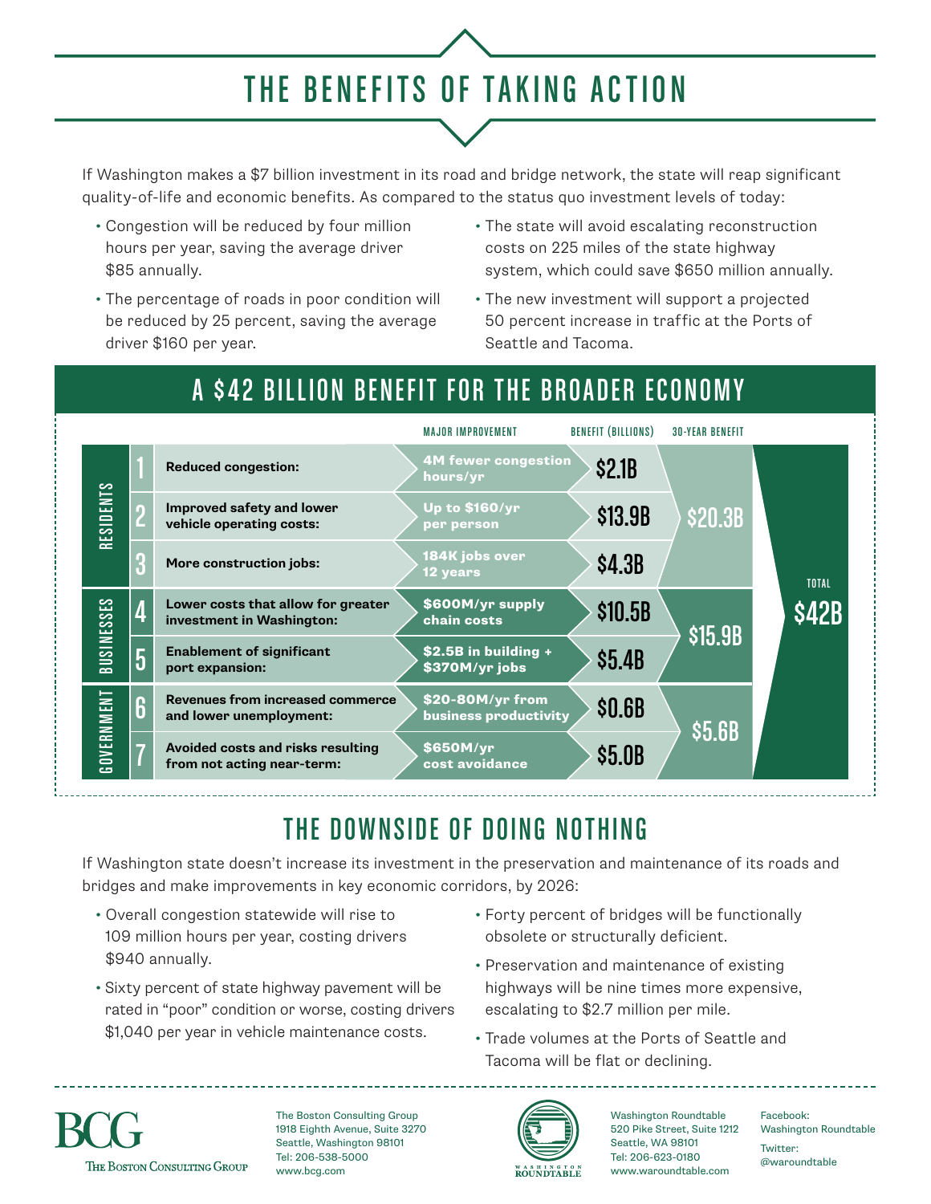# THE BENEFITS OF TAKING ACTION

If Washington makes a $7 billion investment in its road and bridge network, the state will reap significant quality-of-life and economic benefits. As compared to the status quo investment levels of today:

- Congestion will be reduced by four million hours per year, saving the average driver $85 annually.
- The percentage of roads in poor condition will be reduced by 25 percent, saving the average driver $160 per year.
- The state will avoid escalating reconstruction costs on 225 miles of the state highway system, which could save $650 million annually.
- The new investment will support a projected 50 percent increase in traffic at the Ports of Seattle and Tacoma.

## A $42 BILLION BENEFIT FOR THE BROADER ECONOMY

| Group | # | Benefit | Major Improvement | Benefit (Billions) | 30-Year Benefit | Total |
|---|---|---|---|---|---|---|
| RESIDENTS | 1 | **Reduced congestion:** | 4M fewer congestion hours/yr | $2.1B | $20.3B | $42B |
| | 2 | **Improved safety and lower vehicle operating costs:** | Up to $160/yr per person | $13.9B | | |
| | 3 | **More construction jobs:** | 184K jobs over 12 years | $4.3B | | |
| BUSINESSES | 4 | **Lower costs that allow for greater investment in Washington:** | $600M/yr supply chain costs | $10.5B | $15.9B | |
| | 5 | **Enablement of significant port expansion:** | $2.5B in building + $370M/yr jobs | $5.4B | | |
| GOVERNMENT | 6 | **Revenues from increased commerce and lower unemployment:** | $20-80M/yr from business productivity | $0.6B | $5.6B | |
| | 7 | **Avoided costs and risks resulting from not acting near-term:** | $650M/yr cost avoidance | $5.0B | | |

## THE DOWNSIDE OF DOING NOTHING

If Washington state doesn't increase its investment in the preservation and maintenance of its roads and bridges and make improvements in key economic corridors, by 2026:

- Overall congestion statewide will rise to 109 million hours per year, costing drivers $940 annually.
- Sixty percent of state highway pavement will be rated in "poor" condition or worse, costing drivers $1,040 per year in vehicle maintenance costs.
- Forty percent of bridges will be functionally obsolete or structurally deficient.
- Preservation and maintenance of existing highways will be nine times more expensive, escalating to $2.7 million per mile.
- Trade volumes at the Ports of Seattle and Tacoma will be flat or declining.

BCG
The Boston Consulting Group

The Boston Consulting Group
1918 Eighth Avenue, Suite 3270
Seattle, Washington 98101
Tel: 206-538-5000
www.bcg.com

Washington Roundtable
520 Pike Street, Suite 1212
Seattle, WA 98101
Tel: 206-623-0180
www.waroundtable.com

Facebook:
Washington Roundtable

Twitter:
@waroundtable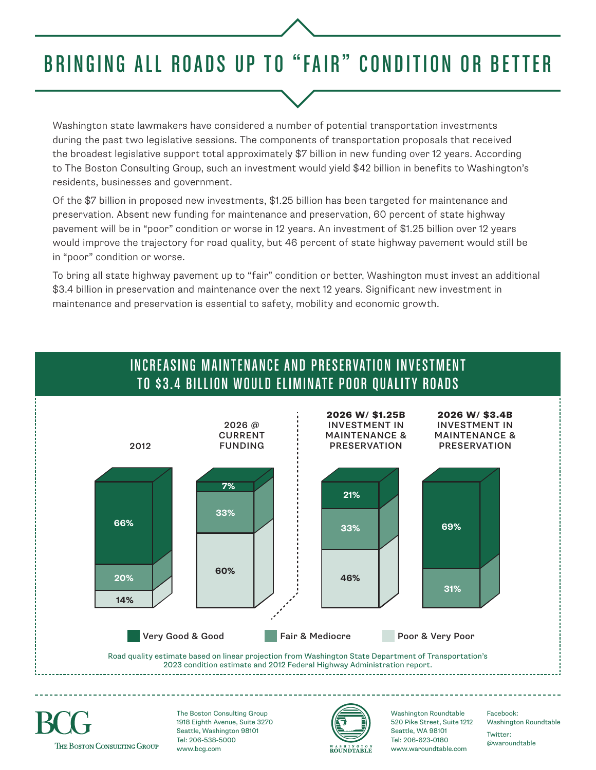# BRINGING ALL ROADS UP TO "FAIR" CONDITION OR BETTER

Washington state lawmakers have considered a number of potential transportation investments during the past two legislative sessions. The components of transportation proposals that received the broadest legislative support total approximately $7 billion in new funding over 12 years. According to The Boston Consulting Group, such an investment would yield $42 billion in benefits to Washington's residents, businesses and government.

Of the $7 billion in proposed new investments, $1.25 billion has been targeted for maintenance and preservation. Absent new funding for maintenance and preservation, 60 percent of state highway pavement will be in "poor" condition or worse in 12 years. An investment of $1.25 billion over 12 years would improve the trajectory for road quality, but 46 percent of state highway pavement would still be in "poor" condition or worse.

To bring all state highway pavement up to "fair" condition or better, Washington must invest an additional $3.4 billion in preservation and maintenance over the next 12 years. Significant new investment in maintenance and preservation is essential to safety, mobility and economic growth.

## INCREASING MAINTENANCE AND PRESERVATION INVESTMENT TO $3.4 BILLION WOULD ELIMINATE POOR QUALITY ROADS

2012

66%

20%

14%

2026 @ CURRENT FUNDING

7%

33%

60%

**2026 W/ $1.25B** INVESTMENT IN MAINTENANCE & PRESERVATION

21%

33%

46%

**2026 W/ $3.4B** INVESTMENT IN MAINTENANCE & PRESERVATION

69%

31%

Very Good & Good

Fair & Mediocre

Poor & Very Poor

Road quality estimate based on linear projection from Washington State Department of Transportation's 2023 condition estimate and 2012 Federal Highway Administration report.

BCG
The Boston Consulting Group

The Boston Consulting Group
1918 Eighth Avenue, Suite 3270
Seattle, Washington 98101
Tel: 206-538-5000
www.bcg.com

Washington Roundtable

Washington Roundtable
520 Pike Street, Suite 1212
Seattle, WA 98101
Tel: 206-623-0180
www.waroundtable.com

Facebook:
Washington Roundtable

Twitter:
@waroundtable